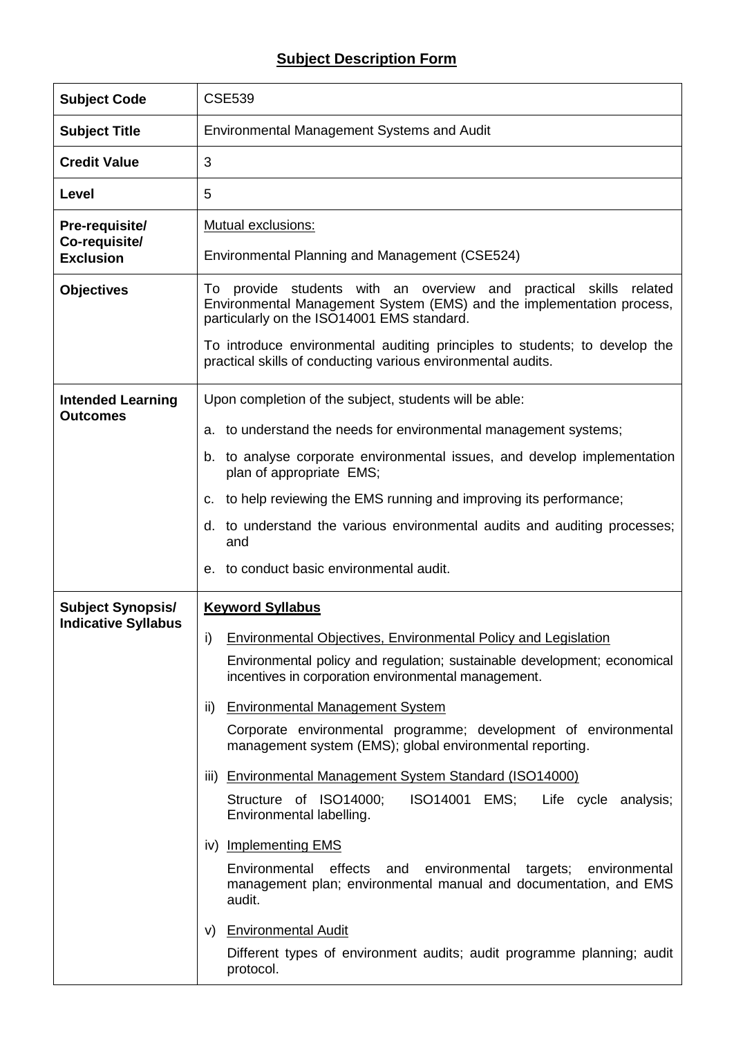# Subject Description Form

| Subject Code | CSE539 |
|---|---|
| **Subject Title** | Environmental Management Systems and Audit |
| **Credit Value** | 3 |
| **Level** | 5 |
| **Pre-requisite/ Co-requisite/ Exclusion** | Mutual exclusions:<br><br>Environmental Planning and Management (CSE524) |
| **Objectives** | To provide students with an overview and practical skills related Environmental Management System (EMS) and the implementation process, particularly on the ISO14001 EMS standard.<br><br>To introduce environmental auditing principles to students; to develop the practical skills of conducting various environmental audits. |
| **Intended Learning Outcomes** | Upon completion of the subject, students will be able:<br><br>a. to understand the needs for environmental management systems;<br><br>b. to analyse corporate environmental issues, and develop implementation plan of appropriate EMS;<br><br>c. to help reviewing the EMS running and improving its performance;<br><br>d. to understand the various environmental audits and auditing processes; and<br><br>e. to conduct basic environmental audit. |
| **Subject Synopsis/ Indicative Syllabus** | **Keyword Syllabus**<br><br>i) Environmental Objectives, Environmental Policy and Legislation<br><br>Environmental policy and regulation; sustainable development; economical incentives in corporation environmental management.<br><br>ii) Environmental Management System<br><br>Corporate environmental programme; development of environmental management system (EMS); global environmental reporting.<br><br>iii) Environmental Management System Standard (ISO14000)<br><br>Structure of ISO14000; ISO14001 EMS; Life cycle analysis; Environmental labelling.<br><br>iv) Implementing EMS<br><br>Environmental effects and environmental targets; environmental management plan; environmental manual and documentation, and EMS audit.<br><br>v) Environmental Audit<br><br>Different types of environment audits; audit programme planning; audit protocol. |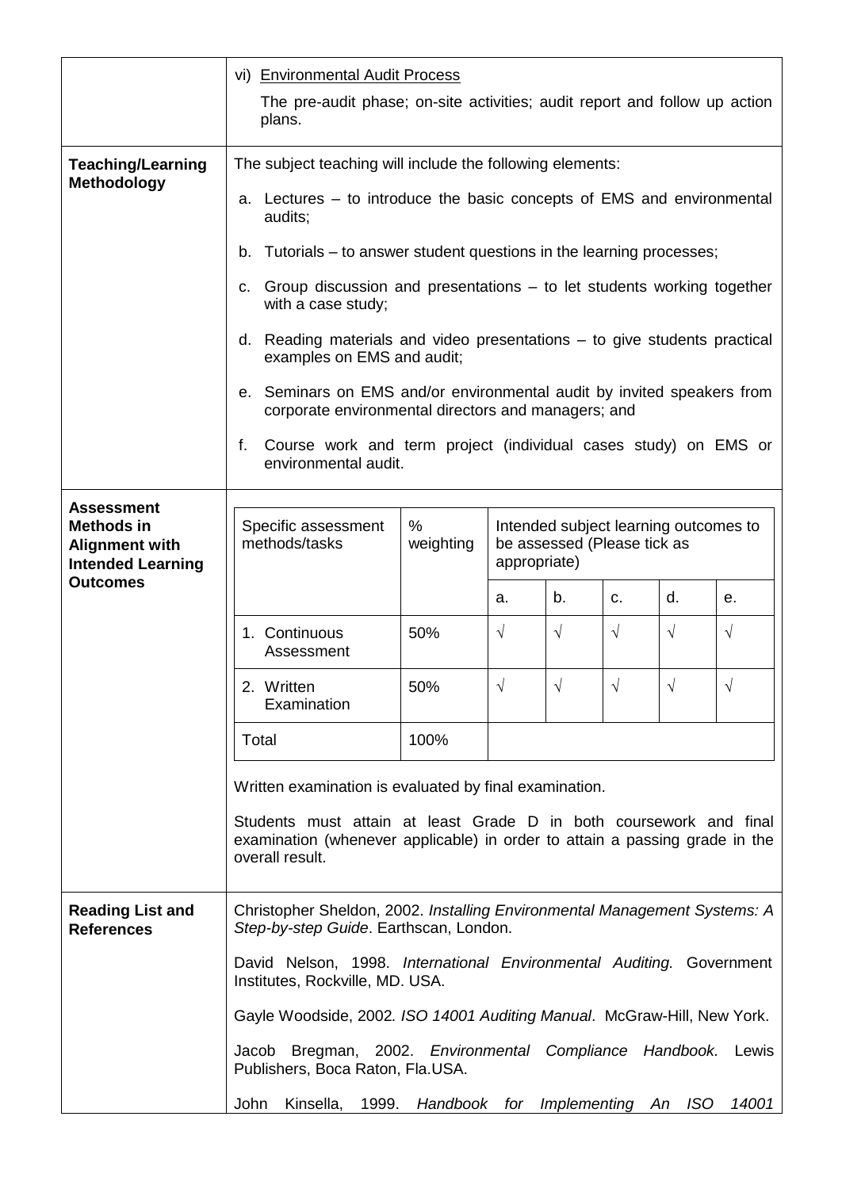| | |
|---|---|
| | vi) Environmental Audit Process<br><br>The pre-audit phase; on-site activities; audit report and follow up action plans. |
| **Teaching/Learning Methodology** | The subject teaching will include the following elements:<br><br>a. Lectures – to introduce the basic concepts of EMS and environmental audits;<br><br>b. Tutorials – to answer student questions in the learning processes;<br><br>c. Group discussion and presentations – to let students working together with a case study;<br><br>d. Reading materials and video presentations – to give students practical examples on EMS and audit;<br><br>e. Seminars on EMS and/or environmental audit by invited speakers from corporate environmental directors and managers; and<br><br>f. Course work and term project (individual cases study) on EMS or environmental audit. |

**Assessment Methods in Alignment with Intended Learning Outcomes**

| Specific assessment methods/tasks | % weighting | Intended subject learning outcomes to be assessed (Please tick as appropriate) | | | | |
|---|---|---|---|---|---|---|
| | | a. | b. | c. | d. | e. |
| 1. Continuous Assessment | 50% | √ | √ | √ | √ | √ |
| 2. Written Examination | 50% | √ | √ | √ | √ | √ |
| Total | 100% | | | | | |

Written examination is evaluated by final examination.

Students must attain at least Grade D in both coursework and final examination (whenever applicable) in order to attain a passing grade in the overall result.

**Reading List and References**

Christopher Sheldon, 2002. *Installing Environmental Management Systems: A Step-by-step Guide*. Earthscan, London.

David Nelson, 1998. *International Environmental Auditing.* Government Institutes, Rockville, MD. USA.

Gayle Woodside, 2002*. ISO 14001 Auditing Manual*. McGraw-Hill, New York.

Jacob Bregman, 2002. *Environmental Compliance Handbook.* Lewis Publishers, Boca Raton, Fla.USA.

John Kinsella, 1999. *Handbook for Implementing An ISO 14001*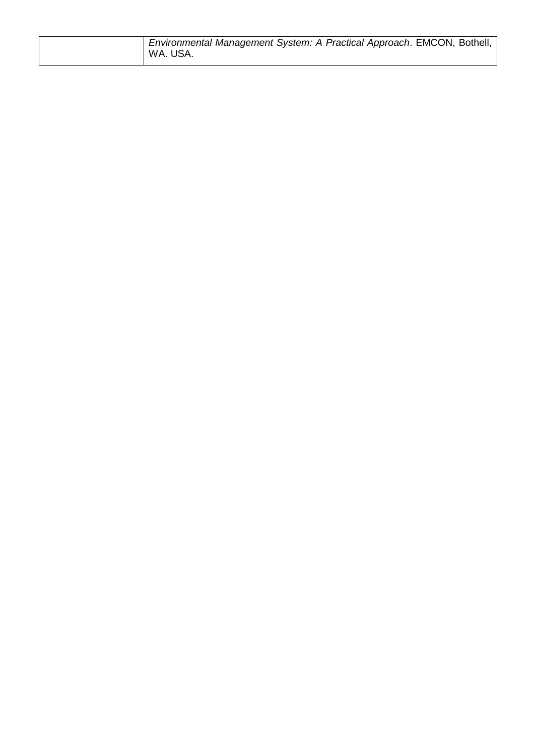| | |
|---|---|
| | *Environmental Management System: A Practical Approach*. EMCON, Bothell, WA. USA. |